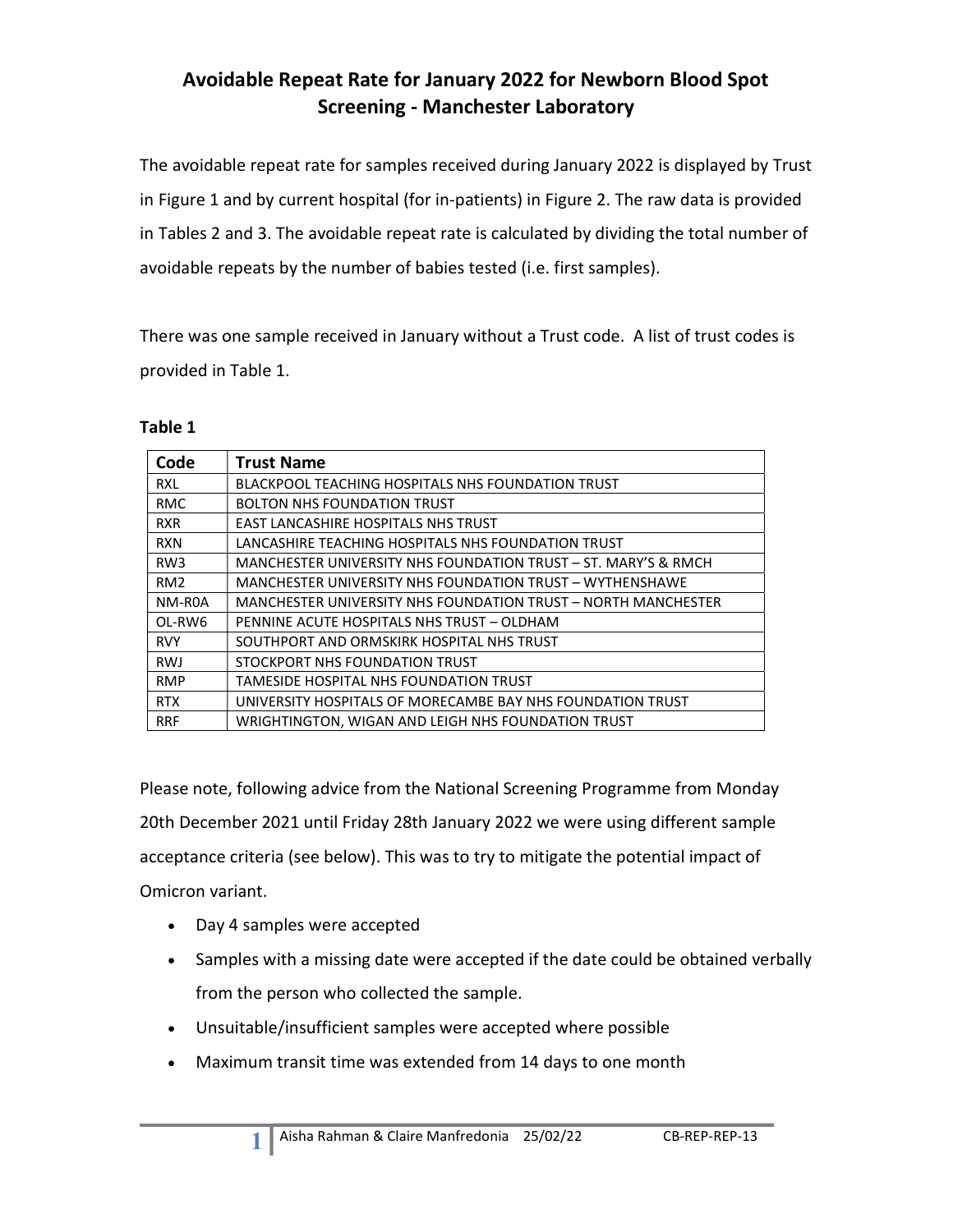# Avoidable Repeat Rate for January 2022 for Newborn Blood Spot Screening - Manchester Laboratory

The avoidable repeat rate for samples received during January 2022 is displayed by Trust in Figure 1 and by current hospital (for in-patients) in Figure 2. The raw data is provided in Tables 2 and 3. The avoidable repeat rate is calculated by dividing the total number of avoidable repeats by the number of babies tested (i.e. first samples).

There was one sample received in January without a Trust code. A list of trust codes is provided in Table 1.

**Table 1**

| Code | Trust Name |
|---|---|
| RXL | BLACKPOOL TEACHING HOSPITALS NHS FOUNDATION TRUST |
| RMC | BOLTON NHS FOUNDATION TRUST |
| RXR | EAST LANCASHIRE HOSPITALS NHS TRUST |
| RXN | LANCASHIRE TEACHING HOSPITALS NHS FOUNDATION TRUST |
| RW3 | MANCHESTER UNIVERSITY NHS FOUNDATION TRUST – ST. MARY'S & RMCH |
| RM2 | MANCHESTER UNIVERSITY NHS FOUNDATION TRUST – WYTHENSHAWE |
| NM-R0A | MANCHESTER UNIVERSITY NHS FOUNDATION TRUST – NORTH MANCHESTER |
| OL-RW6 | PENNINE ACUTE HOSPITALS NHS TRUST – OLDHAM |
| RVY | SOUTHPORT AND ORMSKIRK HOSPITAL NHS TRUST |
| RWJ | STOCKPORT NHS FOUNDATION TRUST |
| RMP | TAMESIDE HOSPITAL NHS FOUNDATION TRUST |
| RTX | UNIVERSITY HOSPITALS OF MORECAMBE BAY NHS FOUNDATION TRUST |
| RRF | WRIGHTINGTON, WIGAN AND LEIGH NHS FOUNDATION TRUST |

Please note, following advice from the National Screening Programme from Monday 20th December 2021 until Friday 28th January 2022 we were using different sample acceptance criteria (see below). This was to try to mitigate the potential impact of Omicron variant.

- Day 4 samples were accepted
- Samples with a missing date were accepted if the date could be obtained verbally from the person who collected the sample.
- Unsuitable/insufficient samples were accepted where possible
- Maximum transit time was extended from 14 days to one month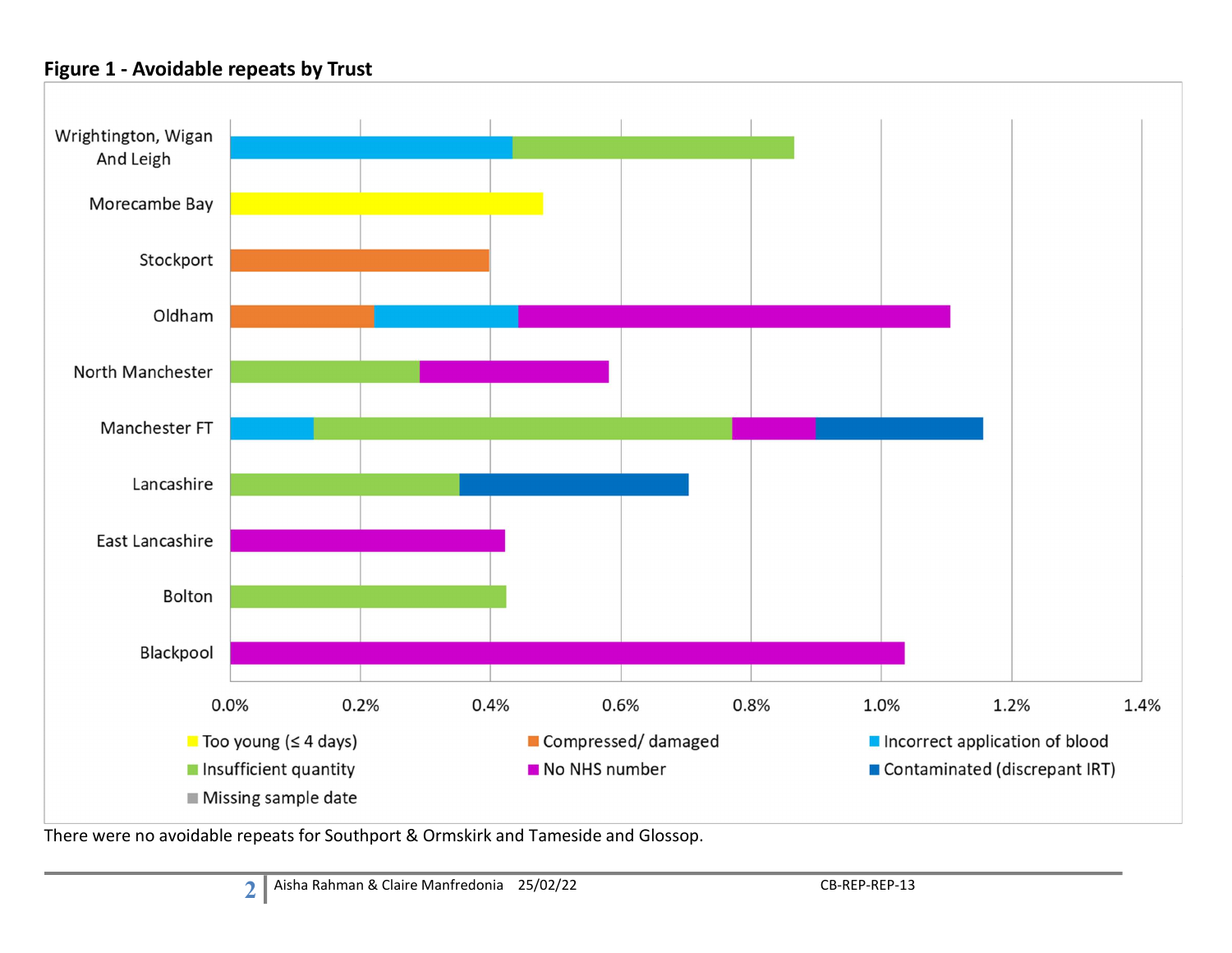**Figure 1 - Avoidable repeats by Trust**

There were no avoidable repeats for Southport & Ormskirk and Tameside and Glossop.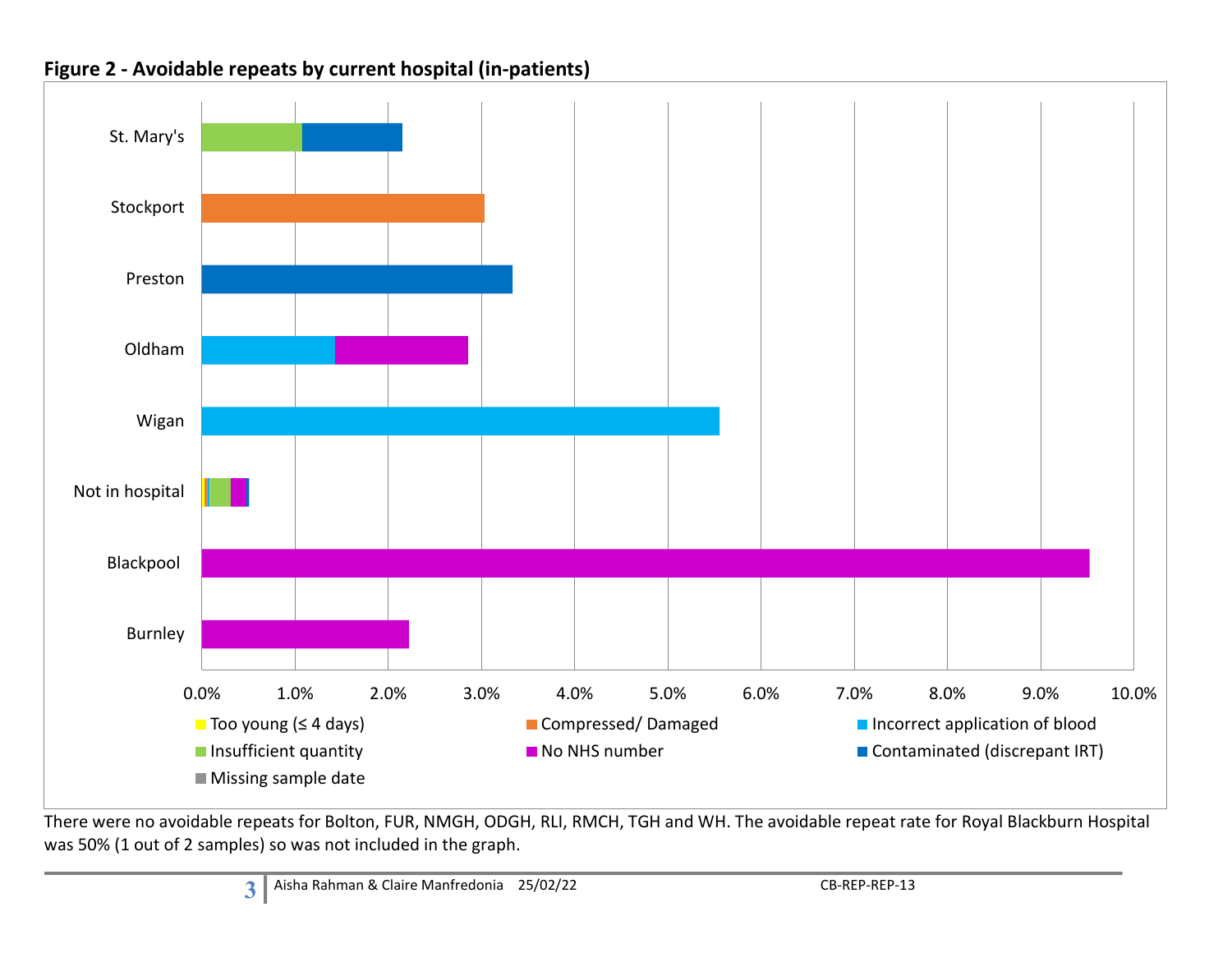**Figure 2 - Avoidable repeats by current hospital (in-patients)**

There were no avoidable repeats for Bolton, FUR, NMGH, ODGH, RLI, RMCH, TGH and WH. The avoidable repeat rate for Royal Blackburn Hospital was 50% (1 out of 2 samples) so was not included in the graph.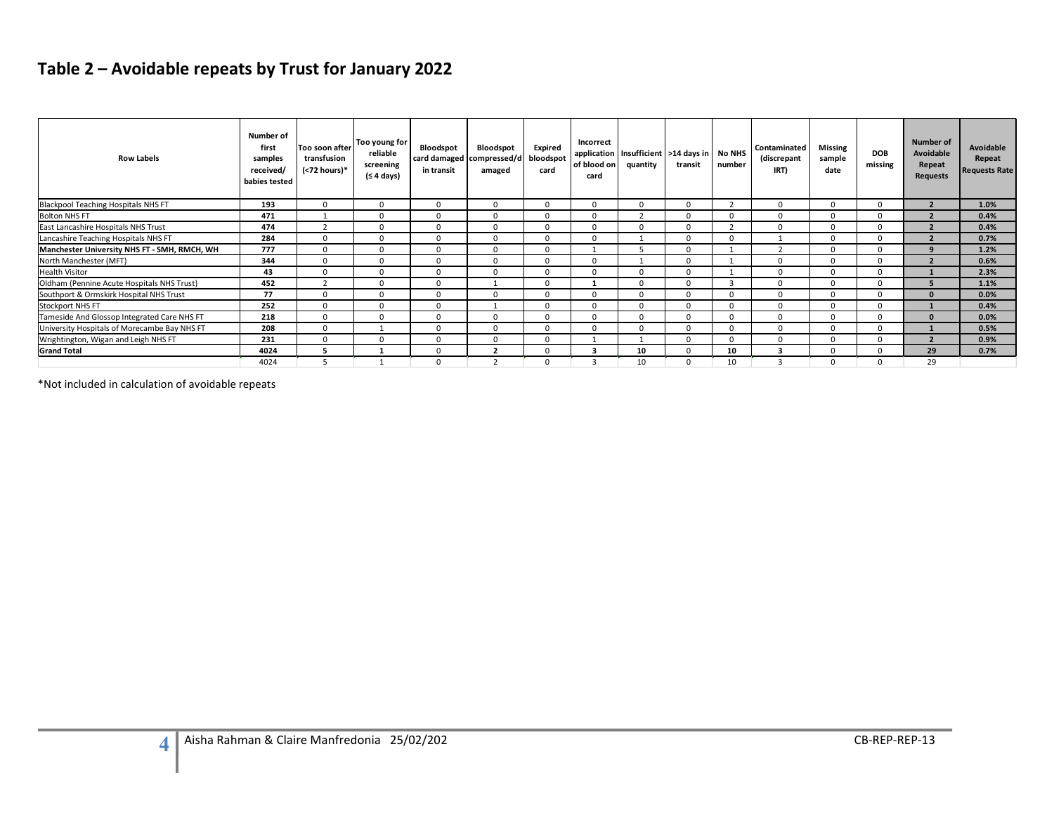## Table 2 – Avoidable repeats by Trust for January 2022

| Row Labels | Number of first samples received/ babies tested | Too soon after transfusion (<72 hours)* | Too young for reliable screening (≤ 4 days) | Bloodspot card damaged in transit | Bloodspot compressed/damaged | Expired bloodspot card | Incorrect application of blood on card | Insufficient quantity | >14 days in transit | No NHS number | Contaminated (discrepant IRT) | Missing sample date | DOB missing | Number of Avoidable Repeat Requests | Avoidable Repeat Requests Rate |
|---|---|---|---|---|---|---|---|---|---|---|---|---|---|---|---|
| Blackpool Teaching Hospitals NHS FT | **193** | 0 | 0 | 0 | 0 | 0 | 0 | 0 | 0 | 2 | 0 | 0 | 0 | **2** | **1.0%** |
| Bolton NHS FT | **471** | 1 | 0 | 0 | 0 | 0 | 0 | 2 | 0 | 0 | 0 | 0 | 0 | **2** | **0.4%** |
| East Lancashire Hospitals NHS Trust | **474** | 2 | 0 | 0 | 0 | 0 | 0 | 0 | 0 | 2 | 0 | 0 | 0 | **2** | **0.4%** |
| Lancashire Teaching Hospitals NHS FT | **284** | 0 | 0 | 0 | 0 | 0 | 0 | 1 | 0 | 0 | 1 | 0 | 0 | **2** | **0.7%** |
| **Manchester University NHS FT - SMH, RMCH, WH** | **777** | 0 | 0 | 0 | 0 | 0 | 1 | 5 | 0 | 1 | 2 | 0 | 0 | **9** | **1.2%** |
| North Manchester (MFT) | **344** | 0 | 0 | 0 | 0 | 0 | 0 | 1 | 0 | 1 | 0 | 0 | 0 | **2** | **0.6%** |
| Health Visitor | **43** | 0 | 0 | 0 | 0 | 0 | 0 | 0 | 0 | 1 | 0 | 0 | 0 | **1** | **2.3%** |
| Oldham (Pennine Acute Hospitals NHS Trust) | **452** | 2 | 0 | 0 | 1 | 0 | **1** | 0 | 0 | 3 | 0 | 0 | 0 | **5** | **1.1%** |
| Southport & Ormskirk Hospital NHS Trust | **77** | 0 | 0 | 0 | 0 | 0 | 0 | 0 | 0 | 0 | 0 | 0 | 0 | **0** | **0.0%** |
| Stockport NHS FT | **252** | 0 | 0 | 0 | 1 | 0 | 0 | 0 | 0 | 0 | 0 | 0 | 0 | **1** | **0.4%** |
| Tameside And Glossop Integrated Care NHS FT | **218** | 0 | 0 | 0 | 0 | 0 | 0 | 0 | 0 | 0 | 0 | 0 | 0 | **0** | **0.0%** |
| University Hospitals of Morecambe Bay NHS FT | **208** | 0 | 1 | 0 | 0 | 0 | 0 | 0 | 0 | 0 | 0 | 0 | 0 | **1** | **0.5%** |
| Wrightington, Wigan and Leigh NHS FT | **231** | 0 | 0 | 0 | 0 | 0 | 1 | 1 | 0 | 0 | 0 | 0 | 0 | **2** | **0.9%** |
| **Grand Total** | **4024** | **5** | **1** | 0 | **2** | 0 | **3** | **10** | 0 | **10** | **3** | 0 | 0 | **29** | **0.7%** |
| | 4024 | 5 | 1 | 0 | 2 | 0 | 3 | 10 | 0 | 10 | 3 | 0 | 0 | 29 | |

*Not included in calculation of avoidable repeats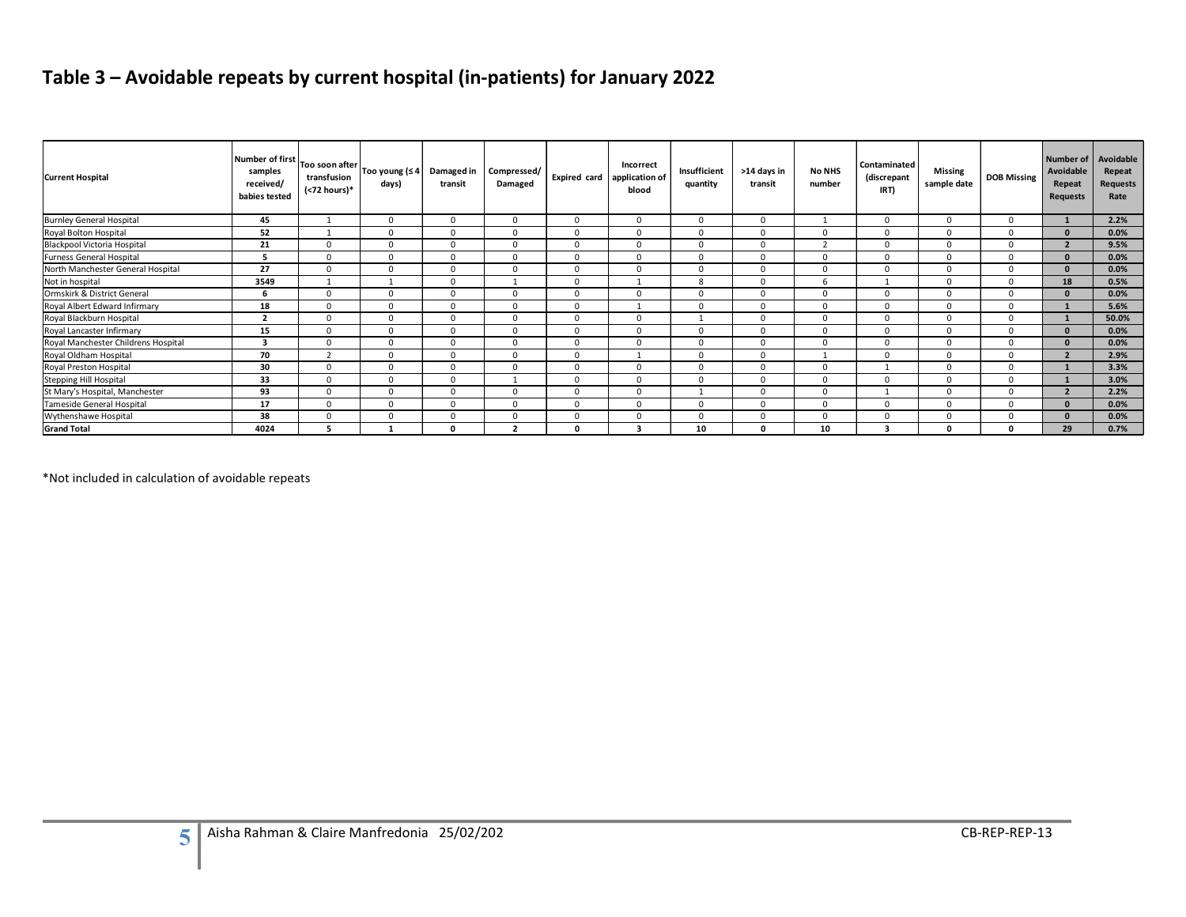# Table 3 – Avoidable repeats by current hospital (in-patients) for January 2022

| Current Hospital | Number of first samples received/ babies tested | Too soon after transfusion (<72 hours)* | Too young (≤ 4 days) | Damaged in transit | Compressed/ Damaged | Expired card | Incorrect application of blood | Insufficient quantity | >14 days in transit | No NHS number | Contaminated (discrepant IRT) | Missing sample date | DOB Missing | Number of Avoidable Repeat Requests | Avoidable Repeat Requests Rate |
|---|---|---|---|---|---|---|---|---|---|---|---|---|---|---|---|
| Burnley General Hospital | **45** | 1 | 0 | 0 | 0 | 0 | 0 | 0 | 0 | 1 | 0 | 0 | 0 | **1** | **2.2%** |
| Royal Bolton Hospital | **52** | 1 | 0 | 0 | 0 | 0 | 0 | 0 | 0 | 0 | 0 | 0 | 0 | **0** | **0.0%** |
| Blackpool Victoria Hospital | **21** | 0 | 0 | 0 | 0 | 0 | 0 | 0 | 0 | 2 | 0 | 0 | 0 | **2** | **9.5%** |
| Furness General Hospital | **5** | 0 | 0 | 0 | 0 | 0 | 0 | 0 | 0 | 0 | 0 | 0 | 0 | **0** | **0.0%** |
| North Manchester General Hospital | **27** | 0 | 0 | 0 | 0 | 0 | 0 | 0 | 0 | 0 | 0 | 0 | 0 | **0** | **0.0%** |
| Not in hospital | **3549** | 1 | 1 | 0 | 1 | 0 | 1 | 8 | 0 | 6 | 1 | 0 | 0 | **18** | **0.5%** |
| Ormskirk & District General | **6** | 0 | 0 | 0 | 0 | 0 | 0 | 0 | 0 | 0 | 0 | 0 | 0 | **0** | **0.0%** |
| Royal Albert Edward Infirmary | **18** | 0 | 0 | 0 | 0 | 0 | 1 | 0 | 0 | 0 | 0 | 0 | 0 | **1** | **5.6%** |
| Royal Blackburn Hospital | **2** | 0 | 0 | 0 | 0 | 0 | 0 | 1 | 0 | 0 | 0 | 0 | 0 | **1** | **50.0%** |
| Royal Lancaster Infirmary | **15** | 0 | 0 | 0 | 0 | 0 | 0 | 0 | 0 | 0 | 0 | 0 | 0 | **0** | **0.0%** |
| Royal Manchester Childrens Hospital | **3** | 0 | 0 | 0 | 0 | 0 | 0 | 0 | 0 | 0 | 0 | 0 | 0 | **0** | **0.0%** |
| Royal Oldham Hospital | **70** | 2 | 0 | 0 | 0 | 0 | 1 | 0 | 0 | 1 | 0 | 0 | 0 | **2** | **2.9%** |
| Royal Preston Hospital | **30** | 0 | 0 | 0 | 0 | 0 | 0 | 0 | 0 | 0 | 1 | 0 | 0 | **1** | **3.3%** |
| Stepping Hill Hospital | **33** | 0 | 0 | 0 | 1 | 0 | 0 | 0 | 0 | 0 | 0 | 0 | 0 | **1** | **3.0%** |
| St Mary's Hospital, Manchester | **93** | 0 | 0 | 0 | 0 | 0 | 0 | 1 | 0 | 0 | 1 | 0 | 0 | **2** | **2.2%** |
| Tameside General Hospital | **17** | 0 | 0 | 0 | 0 | 0 | 0 | 0 | 0 | 0 | 0 | 0 | 0 | **0** | **0.0%** |
| Wythenshawe Hospital | **38** | 0 | 0 | 0 | 0 | 0 | 0 | 0 | 0 | 0 | 0 | 0 | 0 | **0** | **0.0%** |
| **Grand Total** | **4024** | **5** | **1** | **0** | **2** | **0** | **3** | **10** | **0** | **10** | **3** | **0** | **0** | **29** | **0.7%** |

*Not included in calculation of avoidable repeats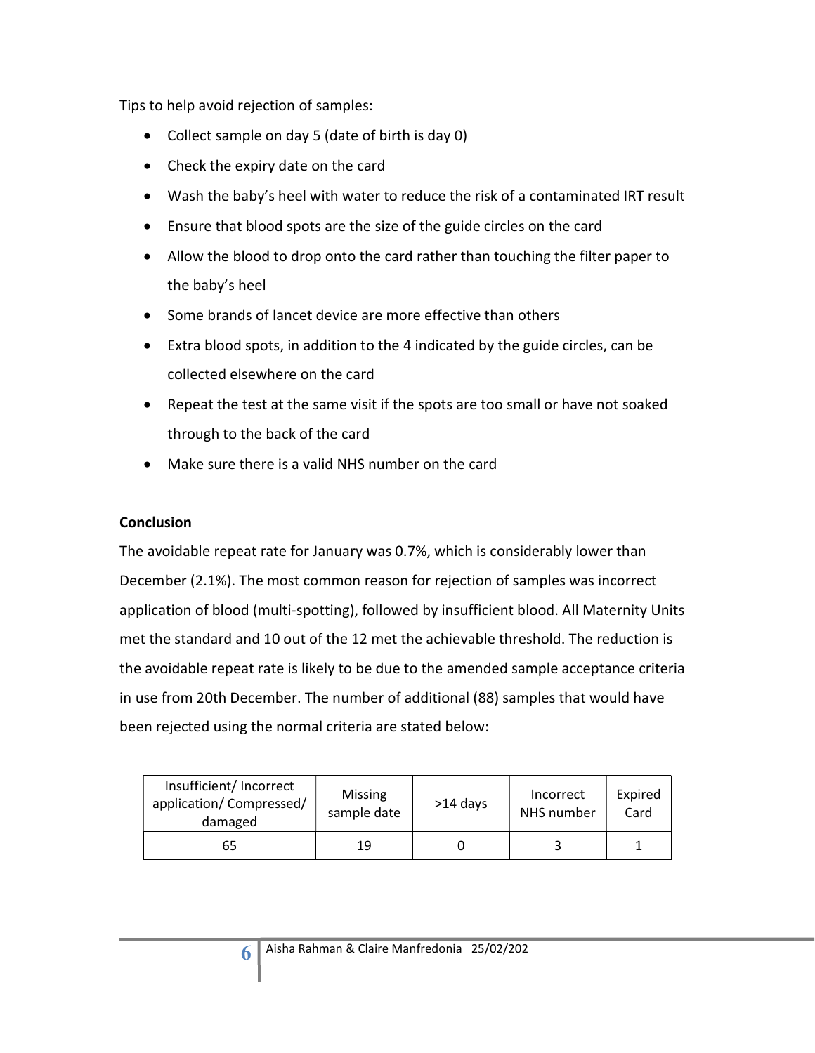Tips to help avoid rejection of samples:

- Collect sample on day 5 (date of birth is day 0)
- Check the expiry date on the card
- Wash the baby's heel with water to reduce the risk of a contaminated IRT result
- Ensure that blood spots are the size of the guide circles on the card
- Allow the blood to drop onto the card rather than touching the filter paper to the baby's heel
- Some brands of lancet device are more effective than others
- Extra blood spots, in addition to the 4 indicated by the guide circles, can be collected elsewhere on the card
- Repeat the test at the same visit if the spots are too small or have not soaked through to the back of the card
- Make sure there is a valid NHS number on the card

**Conclusion**

The avoidable repeat rate for January was 0.7%, which is considerably lower than December (2.1%). The most common reason for rejection of samples was incorrect application of blood (multi-spotting), followed by insufficient blood. All Maternity Units met the standard and 10 out of the 12 met the achievable threshold. The reduction is the avoidable repeat rate is likely to be due to the amended sample acceptance criteria in use from 20th December. The number of additional (88) samples that would have been rejected using the normal criteria are stated below:

| Insufficient/ Incorrect application/ Compressed/ damaged | Missing sample date | >14 days | Incorrect NHS number | Expired Card |
|---|---|---|---|---|
| 65 | 19 | 0 | 3 | 1 |